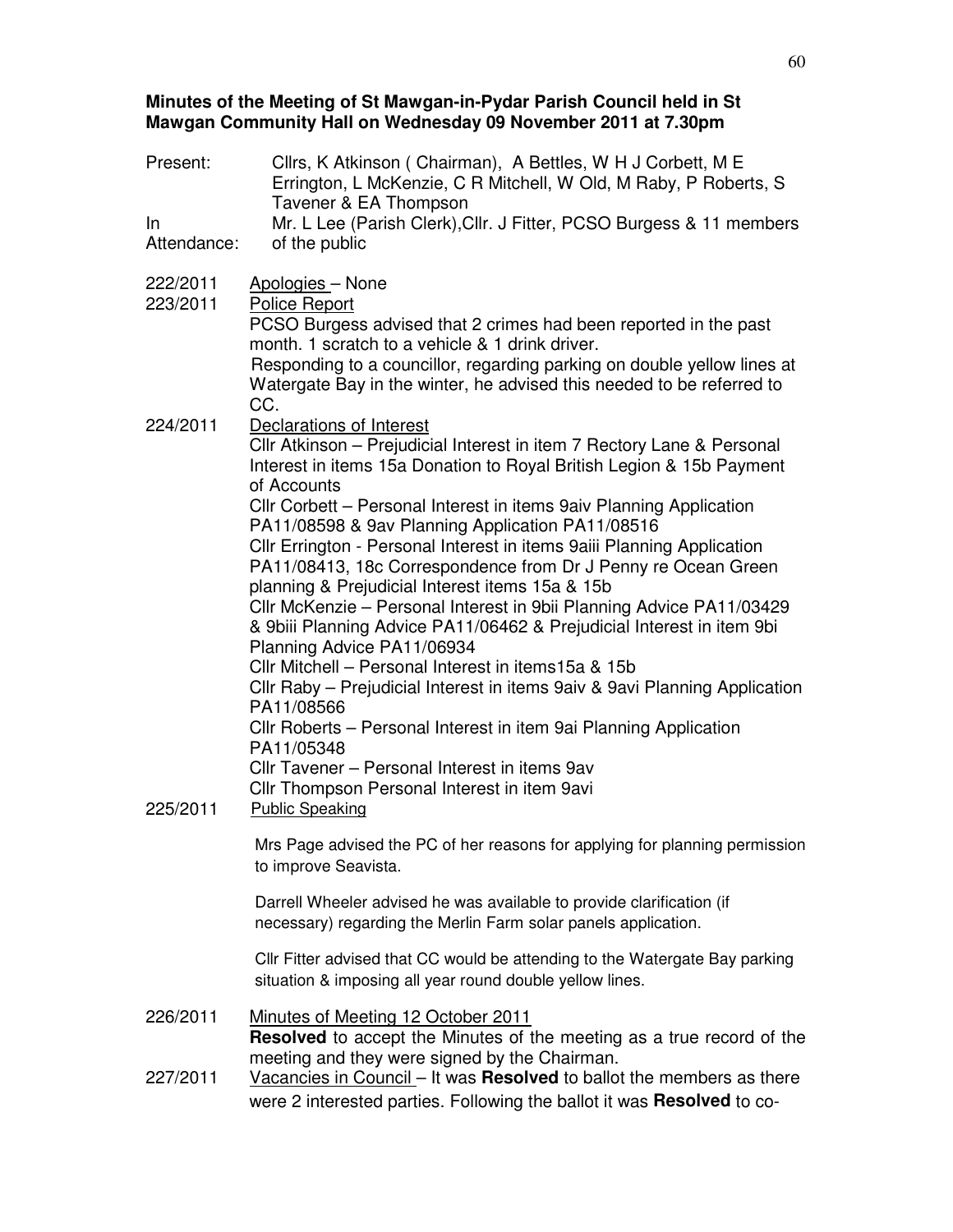**Minutes of the Meeting of St Mawgan-in-Pydar Parish Council held in St Mawgan Community Hall on Wednesday 09 November 2011 at 7.30pm**

Present: Cllrs, K Atkinson ( Chairman), A Bettles, W H J Corbett, M E Errington, L McKenzie, C R Mitchell, W Old, M Raby, P Roberts, S Tavener & EA Thompson

In Attendance: Mr. L Lee (Parish Clerk),Cllr. J Fitter, PCSO Burgess & 11 members of the public

222/2011 Apologies – None

223/2011 Police Report

PCSO Burgess advised that 2 crimes had been reported in the past month. 1 scratch to a vehicle & 1 drink driver.

Responding to a councillor, regarding parking on double yellow lines at Watergate Bay in the winter, he advised this needed to be referred to CC.

224/2011 Declarations of Interest

Cllr Atkinson – Prejudicial Interest in item 7 Rectory Lane & Personal Interest in items 15a Donation to Royal British Legion & 15b Payment of Accounts

Cllr Corbett – Personal Interest in items 9aiv Planning Application PA11/08598 & 9av Planning Application PA11/08516

Cllr Errington - Personal Interest in items 9aiii Planning Application PA11/08413, 18c Correspondence from Dr J Penny re Ocean Green planning & Prejudicial Interest items 15a & 15b

Cllr McKenzie – Personal Interest in 9bii Planning Advice PA11/03429 & 9biii Planning Advice PA11/06462 & Prejudicial Interest in item 9bi Planning Advice PA11/06934

Cllr Mitchell – Personal Interest in items15a & 15b

Cllr Raby – Prejudicial Interest in items 9aiv & 9avi Planning Application PA11/08566

Cllr Roberts – Personal Interest in item 9ai Planning Application PA11/05348

Cllr Tavener – Personal Interest in items 9av

Cllr Thompson Personal Interest in item 9avi

225/2011 Public Speaking

Mrs Page advised the PC of her reasons for applying for planning permission to improve Seavista.

Darrell Wheeler advised he was available to provide clarification (if necessary) regarding the Merlin Farm solar panels application.

Cllr Fitter advised that CC would be attending to the Watergate Bay parking situation & imposing all year round double yellow lines.

226/2011 Minutes of Meeting 12 October 2011

**Resolved** to accept the Minutes of the meeting as a true record of the meeting and they were signed by the Chairman.

227/2011 Vacancies in Council – It was **Resolved** to ballot the members as there were 2 interested parties. Following the ballot it was **Resolved** to co-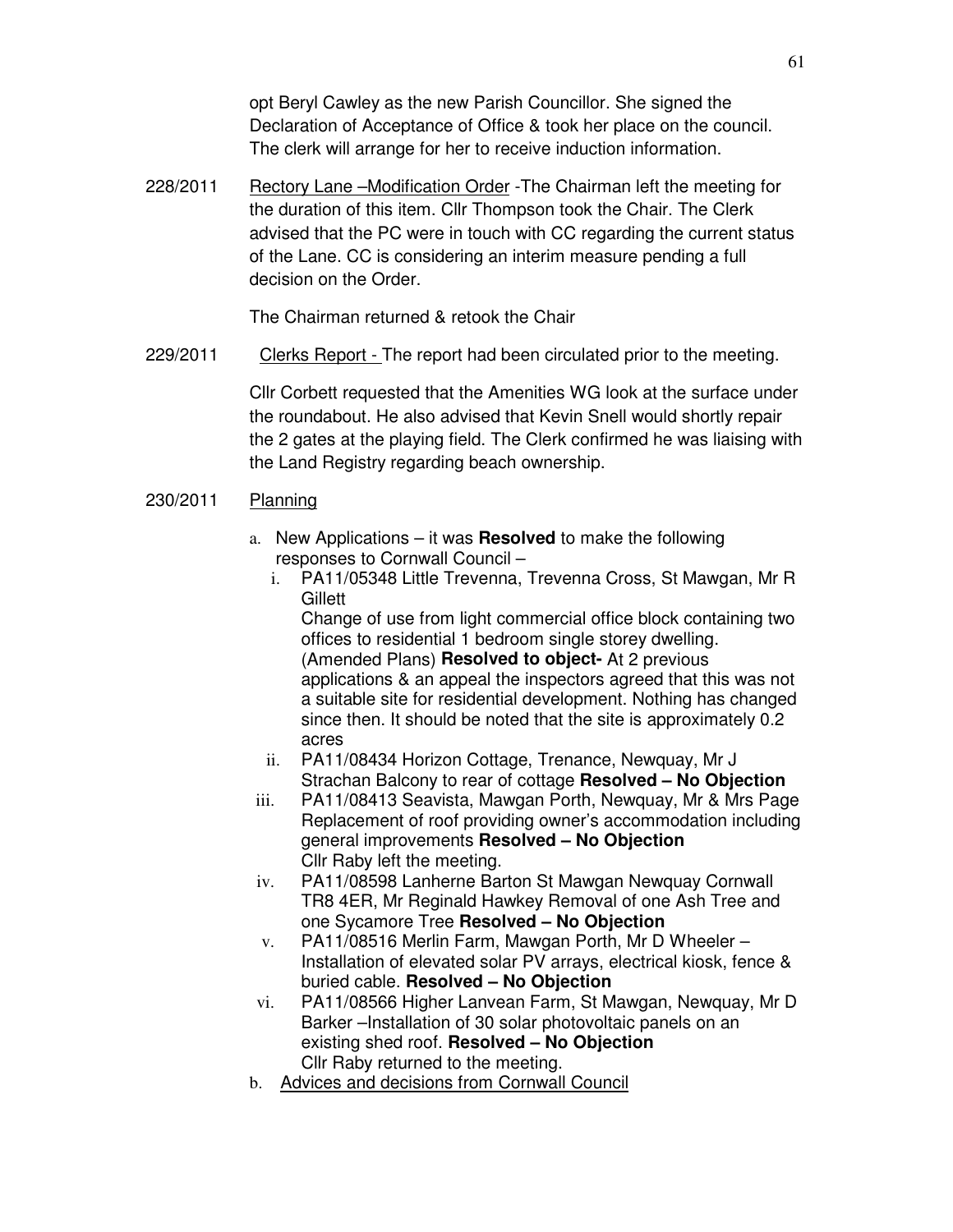opt Beryl Cawley as the new Parish Councillor. She signed the Declaration of Acceptance of Office & took her place on the council. The clerk will arrange for her to receive induction information.

228/2011 Rectory Lane –Modification Order -The Chairman left the meeting for the duration of this item. Cllr Thompson took the Chair. The Clerk advised that the PC were in touch with CC regarding the current status of the Lane. CC is considering an interim measure pending a full decision on the Order.

The Chairman returned & retook the Chair

229/2011 Clerks Report - The report had been circulated prior to the meeting.

Cllr Corbett requested that the Amenities WG look at the surface under the roundabout. He also advised that Kevin Snell would shortly repair the 2 gates at the playing field. The Clerk confirmed he was liaising with the Land Registry regarding beach ownership.

230/2011 Planning

a. New Applications – it was **Resolved** to make the following responses to Cornwall Council –
   i. PA11/05348 Little Trevenna, Trevenna Cross, St Mawgan, Mr R Gillett
      Change of use from light commercial office block containing two offices to residential 1 bedroom single storey dwelling. (Amended Plans) **Resolved to object-** At 2 previous applications & an appeal the inspectors agreed that this was not a suitable site for residential development. Nothing has changed since then. It should be noted that the site is approximately 0.2 acres
   ii. PA11/08434 Horizon Cottage, Trenance, Newquay, Mr J Strachan Balcony to rear of cottage **Resolved – No Objection**
   iii. PA11/08413 Seavista, Mawgan Porth, Newquay, Mr & Mrs Page Replacement of roof providing owner's accommodation including general improvements **Resolved – No Objection**
      Cllr Raby left the meeting.
   iv. PA11/08598 Lanherne Barton St Mawgan Newquay Cornwall TR8 4ER, Mr Reginald Hawkey Removal of one Ash Tree and one Sycamore Tree **Resolved – No Objection**
   v. PA11/08516 Merlin Farm, Mawgan Porth, Mr D Wheeler – Installation of elevated solar PV arrays, electrical kiosk, fence & buried cable. **Resolved – No Objection**
   vi. PA11/08566 Higher Lanvean Farm, St Mawgan, Newquay, Mr D Barker –Installation of 30 solar photovoltaic panels on an existing shed roof. **Resolved – No Objection**
      Cllr Raby returned to the meeting.
b. Advices and decisions from Cornwall Council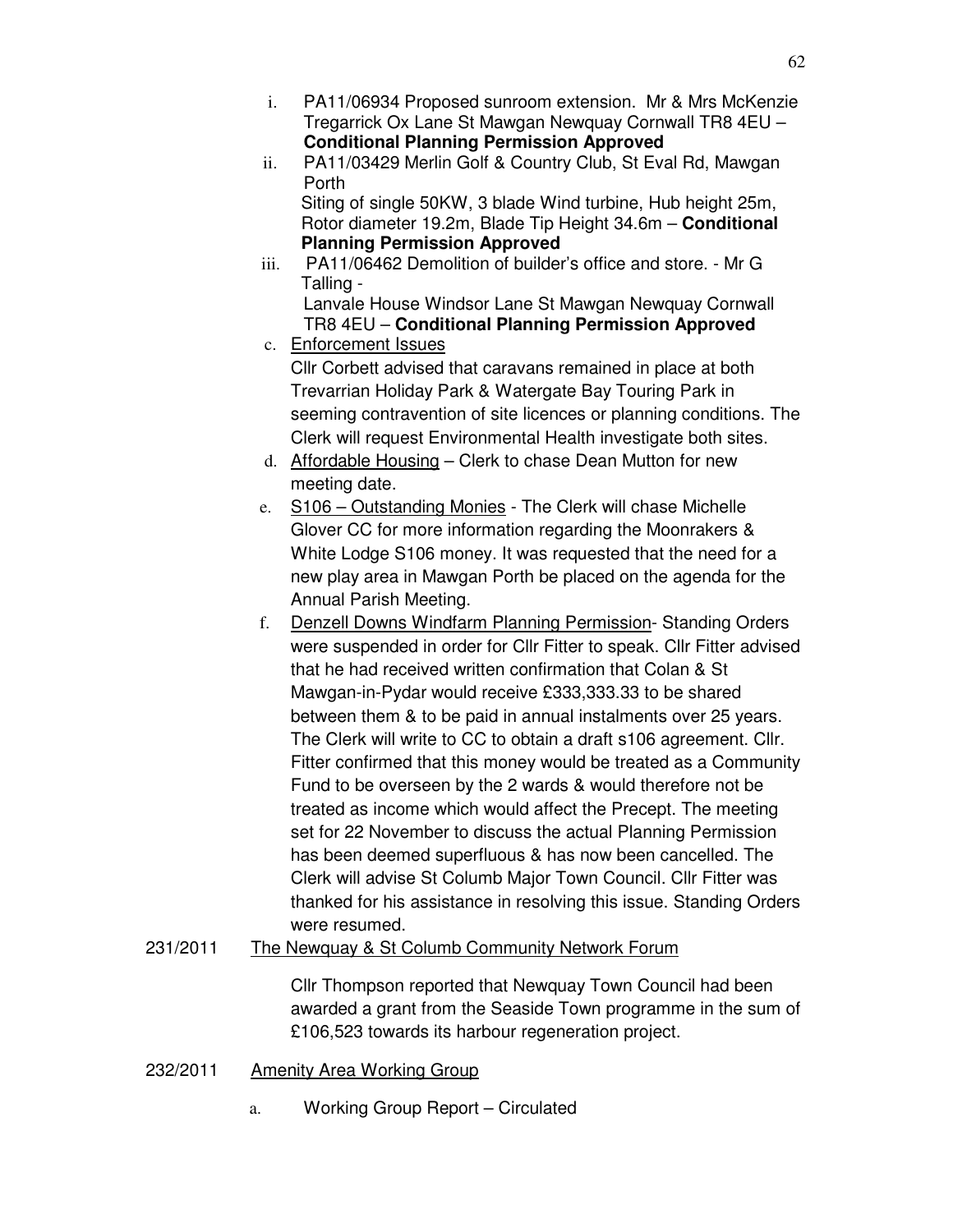i. PA11/06934 Proposed sunroom extension. Mr & Mrs McKenzie Tregarrick Ox Lane St Mawgan Newquay Cornwall TR8 4EU – **Conditional Planning Permission Approved**

ii. PA11/03429 Merlin Golf & Country Club, St Eval Rd, Mawgan Porth
Siting of single 50KW, 3 blade Wind turbine, Hub height 25m, Rotor diameter 19.2m, Blade Tip Height 34.6m – **Conditional Planning Permission Approved**

iii. PA11/06462 Demolition of builder's office and store. - Mr G Talling -
Lanvale House Windsor Lane St Mawgan Newquay Cornwall TR8 4EU – **Conditional Planning Permission Approved**

c. Enforcement Issues
Cllr Corbett advised that caravans remained in place at both Trevarrian Holiday Park & Watergate Bay Touring Park in seeming contravention of site licences or planning conditions. The Clerk will request Environmental Health investigate both sites.

d. Affordable Housing – Clerk to chase Dean Mutton for new meeting date.

e. S106 – Outstanding Monies - The Clerk will chase Michelle Glover CC for more information regarding the Moonrakers & White Lodge S106 money. It was requested that the need for a new play area in Mawgan Porth be placed on the agenda for the Annual Parish Meeting.

f. Denzell Downs Windfarm Planning Permission- Standing Orders were suspended in order for Cllr Fitter to speak. Cllr Fitter advised that he had received written confirmation that Colan & St Mawgan-in-Pydar would receive £333,333.33 to be shared between them & to be paid in annual instalments over 25 years. The Clerk will write to CC to obtain a draft s106 agreement. Cllr. Fitter confirmed that this money would be treated as a Community Fund to be overseen by the 2 wards & would therefore not be treated as income which would affect the Precept. The meeting set for 22 November to discuss the actual Planning Permission has been deemed superfluous & has now been cancelled. The Clerk will advise St Columb Major Town Council. Cllr Fitter was thanked for his assistance in resolving this issue. Standing Orders were resumed.

231/2011 The Newquay & St Columb Community Network Forum

Cllr Thompson reported that Newquay Town Council had been awarded a grant from the Seaside Town programme in the sum of £106,523 towards its harbour regeneration project.

232/2011 Amenity Area Working Group

a. Working Group Report – Circulated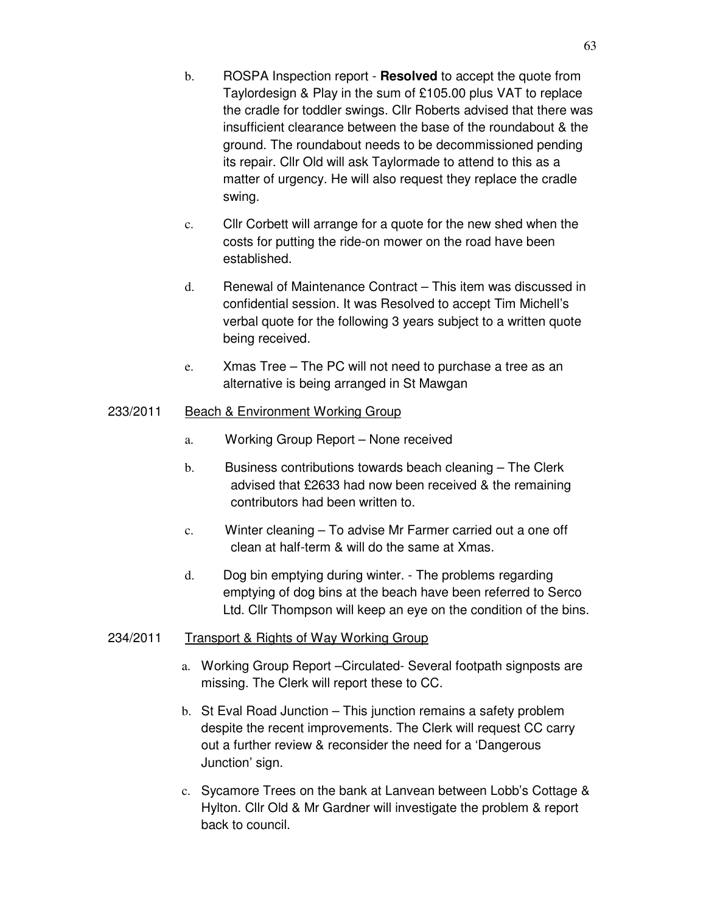b. ROSPA Inspection report - **Resolved** to accept the quote from Taylordesign & Play in the sum of £105.00 plus VAT to replace the cradle for toddler swings. Cllr Roberts advised that there was insufficient clearance between the base of the roundabout & the ground. The roundabout needs to be decommissioned pending its repair. Cllr Old will ask Taylormade to attend to this as a matter of urgency. He will also request they replace the cradle swing.

c. Cllr Corbett will arrange for a quote for the new shed when the costs for putting the ride-on mower on the road have been established.

d. Renewal of Maintenance Contract – This item was discussed in confidential session. It was Resolved to accept Tim Michell's verbal quote for the following 3 years subject to a written quote being received.

e. Xmas Tree – The PC will not need to purchase a tree as an alternative is being arranged in St Mawgan

233/2011 Beach & Environment Working Group

a. Working Group Report – None received

b. Business contributions towards beach cleaning – The Clerk advised that £2633 had now been received & the remaining contributors had been written to.

c. Winter cleaning – To advise Mr Farmer carried out a one off clean at half-term & will do the same at Xmas.

d. Dog bin emptying during winter. - The problems regarding emptying of dog bins at the beach have been referred to Serco Ltd. Cllr Thompson will keep an eye on the condition of the bins.

234/2011 Transport & Rights of Way Working Group

a. Working Group Report –Circulated- Several footpath signposts are missing. The Clerk will report these to CC.

b. St Eval Road Junction – This junction remains a safety problem despite the recent improvements. The Clerk will request CC carry out a further review & reconsider the need for a 'Dangerous Junction' sign.

c. Sycamore Trees on the bank at Lanvean between Lobb's Cottage & Hylton. Cllr Old & Mr Gardner will investigate the problem & report back to council.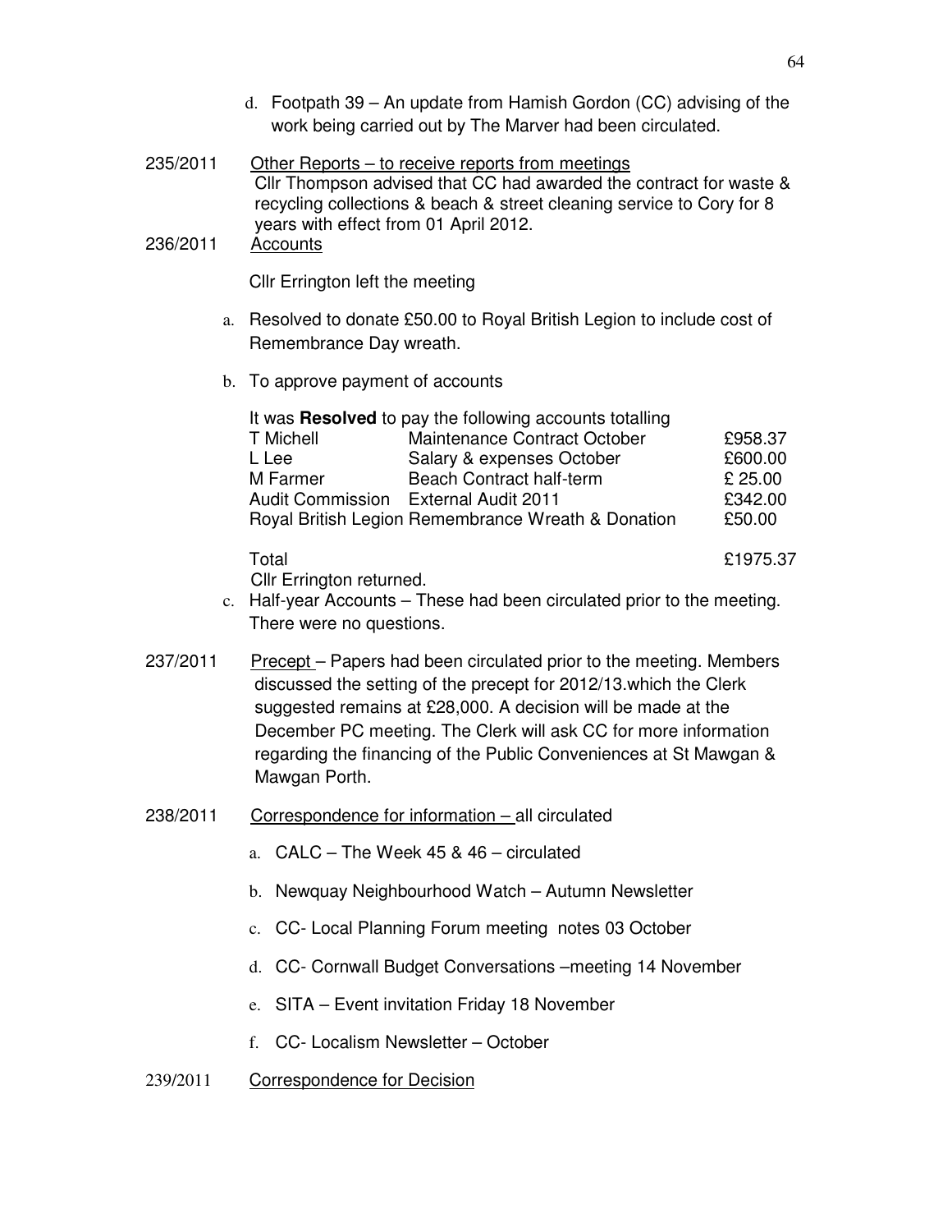d. Footpath 39 – An update from Hamish Gordon (CC) advising of the work being carried out by The Marver had been circulated.

235/2011 Other Reports – to receive reports from meetings
Cllr Thompson advised that CC had awarded the contract for waste & recycling collections & beach & street cleaning service to Cory for 8 years with effect from 01 April 2012.

236/2011 Accounts

Cllr Errington left the meeting

a. Resolved to donate £50.00 to Royal British Legion to include cost of Remembrance Day wreath.

b. To approve payment of accounts

It was **Resolved** to pay the following accounts totalling

| | | |
|---|---|---|
| T Michell | Maintenance Contract October | £958.37 |
| L Lee | Salary & expenses October | £600.00 |
| M Farmer | Beach Contract half-term | £ 25.00 |
| Audit Commission | External Audit 2011 | £342.00 |
| Royal British Legion | Remembrance Wreath & Donation | £50.00 |
| Total | | £1975.37 |

Cllr Errington returned.

c. Half-year Accounts – These had been circulated prior to the meeting. There were no questions.

237/2011 Precept – Papers had been circulated prior to the meeting. Members discussed the setting of the precept for 2012/13.which the Clerk suggested remains at £28,000. A decision will be made at the December PC meeting. The Clerk will ask CC for more information regarding the financing of the Public Conveniences at St Mawgan & Mawgan Porth.

238/2011 Correspondence for information – all circulated

a. CALC – The Week 45 & 46 – circulated

b. Newquay Neighbourhood Watch – Autumn Newsletter

c. CC- Local Planning Forum meeting notes 03 October

d. CC- Cornwall Budget Conversations –meeting 14 November

e. SITA – Event invitation Friday 18 November

f. CC- Localism Newsletter – October

239/2011 Correspondence for Decision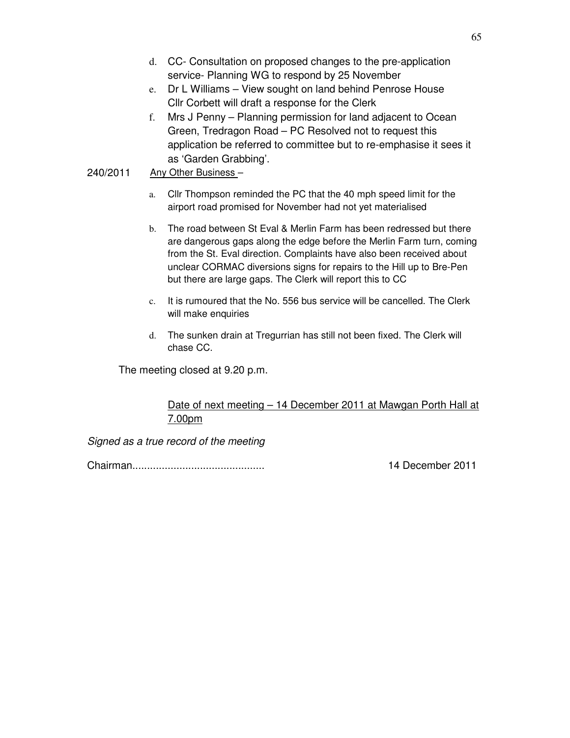d. CC- Consultation on proposed changes to the pre-application service- Planning WG to respond by 25 November
e. Dr L Williams – View sought on land behind Penrose House Cllr Corbett will draft a response for the Clerk
f. Mrs J Penny – Planning permission for land adjacent to Ocean Green, Tredragon Road – PC Resolved not to request this application be referred to committee but to re-emphasise it sees it as 'Garden Grabbing'.

240/2011 Any Other Business –

a. Cllr Thompson reminded the PC that the 40 mph speed limit for the airport road promised for November had not yet materialised

b. The road between St Eval & Merlin Farm has been redressed but there are dangerous gaps along the edge before the Merlin Farm turn, coming from the St. Eval direction. Complaints have also been received about unclear CORMAC diversions signs for repairs to the Hill up to Bre-Pen but there are large gaps. The Clerk will report this to CC

c. It is rumoured that the No. 556 bus service will be cancelled. The Clerk will make enquiries

d. The sunken drain at Tregurrian has still not been fixed. The Clerk will chase CC.

The meeting closed at 9.20 p.m.

Date of next meeting – 14 December 2011 at Mawgan Porth Hall at 7.00pm

*Signed as a true record of the meeting*

Chairman............................................ 14 December 2011